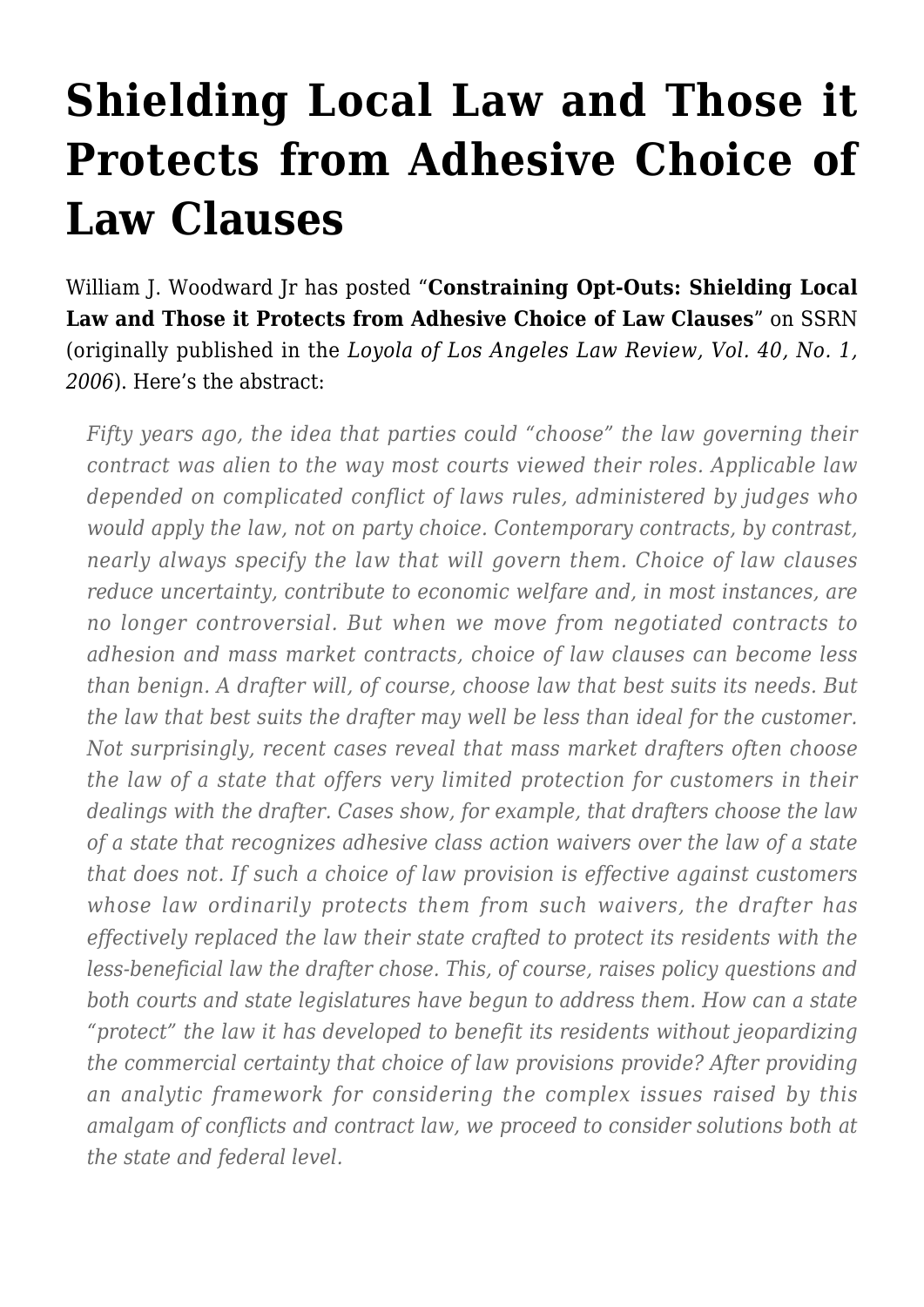# Shielding Local Law and Those it Protects from Adhesive Choice of Law Clauses

William J. Woodward Jr has posted "**Constraining Opt-Outs: Shielding Local Law and Those it Protects from Adhesive Choice of Law Clauses**" on SSRN (originally published in the *Loyola of Los Angeles Law Review, Vol. 40, No. 1, 2006*). Here's the abstract:

> *Fifty years ago, the idea that parties could "choose" the law governing their contract was alien to the way most courts viewed their roles. Applicable law depended on complicated conflict of laws rules, administered by judges who would apply the law, not on party choice. Contemporary contracts, by contrast, nearly always specify the law that will govern them. Choice of law clauses reduce uncertainty, contribute to economic welfare and, in most instances, are no longer controversial. But when we move from negotiated contracts to adhesion and mass market contracts, choice of law clauses can become less than benign. A drafter will, of course, choose law that best suits its needs. But the law that best suits the drafter may well be less than ideal for the customer. Not surprisingly, recent cases reveal that mass market drafters often choose the law of a state that offers very limited protection for customers in their dealings with the drafter. Cases show, for example, that drafters choose the law of a state that recognizes adhesive class action waivers over the law of a state that does not. If such a choice of law provision is effective against customers whose law ordinarily protects them from such waivers, the drafter has effectively replaced the law their state crafted to protect its residents with the less-beneficial law the drafter chose. This, of course, raises policy questions and both courts and state legislatures have begun to address them. How can a state "protect" the law it has developed to benefit its residents without jeopardizing the commercial certainty that choice of law provisions provide? After providing an analytic framework for considering the complex issues raised by this amalgam of conflicts and contract law, we proceed to consider solutions both at the state and federal level.*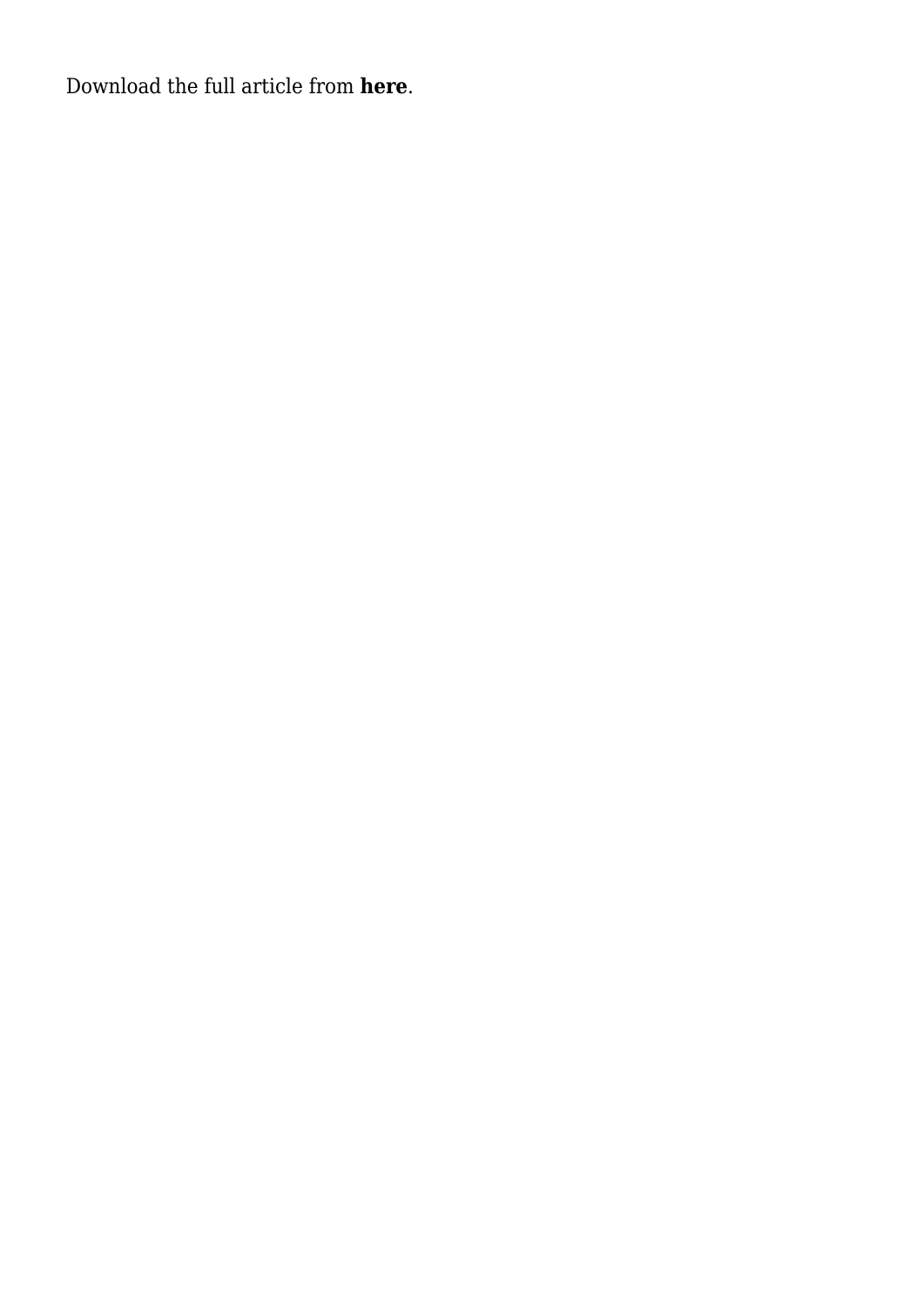Download the full article from **here**.